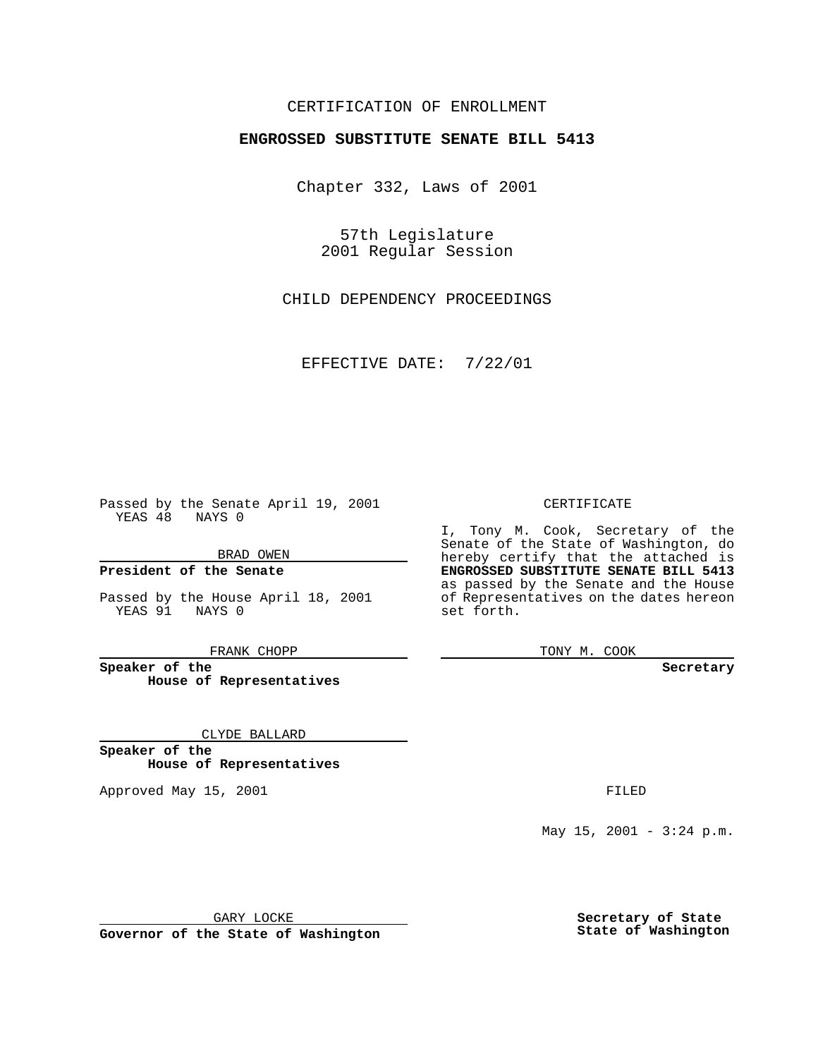CERTIFICATION OF ENROLLMENT

**ENGROSSED SUBSTITUTE SENATE BILL 5413**

Chapter 332, Laws of 2001

57th Legislature
2001 Regular Session

CHILD DEPENDENCY PROCEEDINGS

EFFECTIVE DATE: 7/22/01

Passed by the Senate April 19, 2001
YEAS 48 NAYS 0

BRAD OWEN

**President of the Senate**

Passed by the House April 18, 2001
YEAS 91 NAYS 0

FRANK CHOPP

**Speaker of the House of Representatives**

CLYDE BALLARD

**Speaker of the House of Representatives**

Approved May 15, 2001

GARY LOCKE

**Governor of the State of Washington**

CERTIFICATE

I, Tony M. Cook, Secretary of the Senate of the State of Washington, do hereby certify that the attached is **ENGROSSED SUBSTITUTE SENATE BILL 5413** as passed by the Senate and the House of Representatives on the dates hereon set forth.

TONY M. COOK

**Secretary**

FILED

May 15, 2001 - 3:24 p.m.

**Secretary of State**
**State of Washington**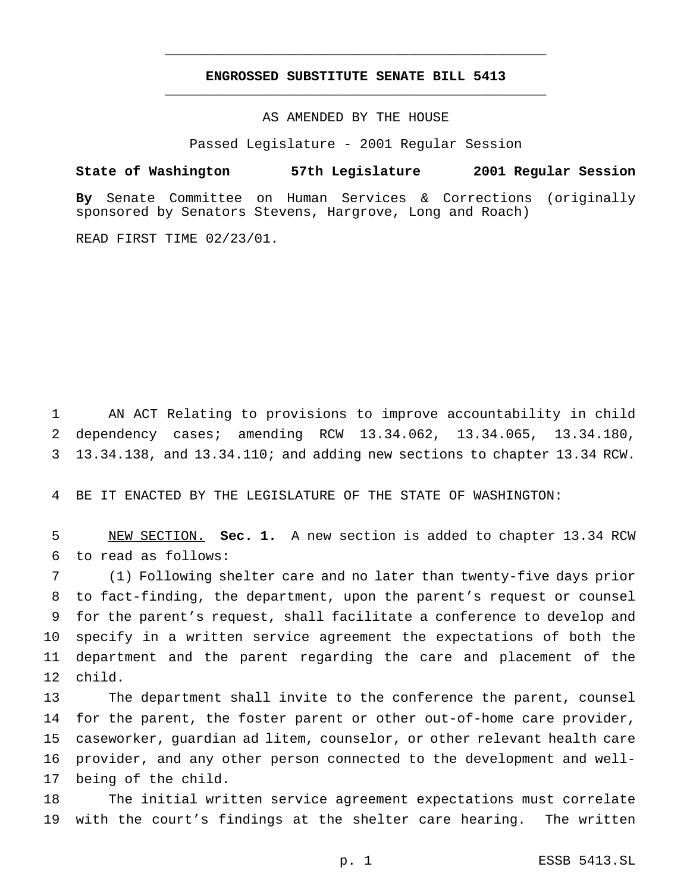**ENGROSSED SUBSTITUTE SENATE BILL 5413**

AS AMENDED BY THE HOUSE

Passed Legislature - 2001 Regular Session

**State of Washington 57th Legislature 2001 Regular Session**

**By** Senate Committee on Human Services & Corrections (originally sponsored by Senators Stevens, Hargrove, Long and Roach)

READ FIRST TIME 02/23/01.

AN ACT Relating to provisions to improve accountability in child dependency cases; amending RCW 13.34.062, 13.34.065, 13.34.180, 13.34.138, and 13.34.110; and adding new sections to chapter 13.34 RCW.

BE IT ENACTED BY THE LEGISLATURE OF THE STATE OF WASHINGTON:

NEW SECTION. **Sec. 1.** A new section is added to chapter 13.34 RCW to read as follows:

(1) Following shelter care and no later than twenty-five days prior to fact-finding, the department, upon the parent's request or counsel for the parent's request, shall facilitate a conference to develop and specify in a written service agreement the expectations of both the department and the parent regarding the care and placement of the child.

The department shall invite to the conference the parent, counsel for the parent, the foster parent or other out-of-home care provider, caseworker, guardian ad litem, counselor, or other relevant health care provider, and any other person connected to the development and well-being of the child.

The initial written service agreement expectations must correlate with the court's findings at the shelter care hearing. The written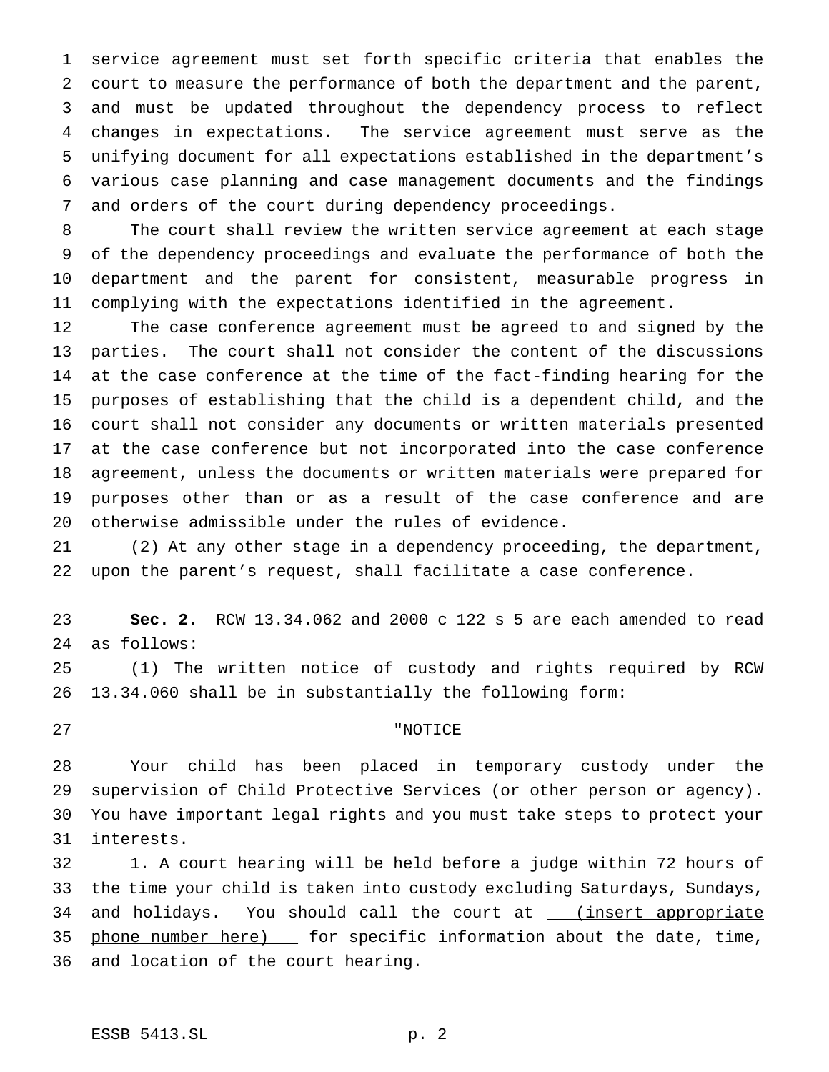service agreement must set forth specific criteria that enables the court to measure the performance of both the department and the parent, and must be updated throughout the dependency process to reflect changes in expectations. The service agreement must serve as the unifying document for all expectations established in the department's various case planning and case management documents and the findings and orders of the court during dependency proceedings.

The court shall review the written service agreement at each stage of the dependency proceedings and evaluate the performance of both the department and the parent for consistent, measurable progress in complying with the expectations identified in the agreement.

The case conference agreement must be agreed to and signed by the parties. The court shall not consider the content of the discussions at the case conference at the time of the fact-finding hearing for the purposes of establishing that the child is a dependent child, and the court shall not consider any documents or written materials presented at the case conference but not incorporated into the case conference agreement, unless the documents or written materials were prepared for purposes other than or as a result of the case conference and are otherwise admissible under the rules of evidence.

(2) At any other stage in a dependency proceeding, the department, upon the parent's request, shall facilitate a case conference.

**Sec. 2.** RCW 13.34.062 and 2000 c 122 s 5 are each amended to read as follows:

(1) The written notice of custody and rights required by RCW 13.34.060 shall be in substantially the following form:

"NOTICE

Your child has been placed in temporary custody under the supervision of Child Protective Services (or other person or agency). You have important legal rights and you must take steps to protect your interests.

1. A court hearing will be held before a judge within 72 hours of the time your child is taken into custody excluding Saturdays, Sundays, and holidays. You should call the court at <u>(insert appropriate phone number here)</u> for specific information about the date, time, and location of the court hearing.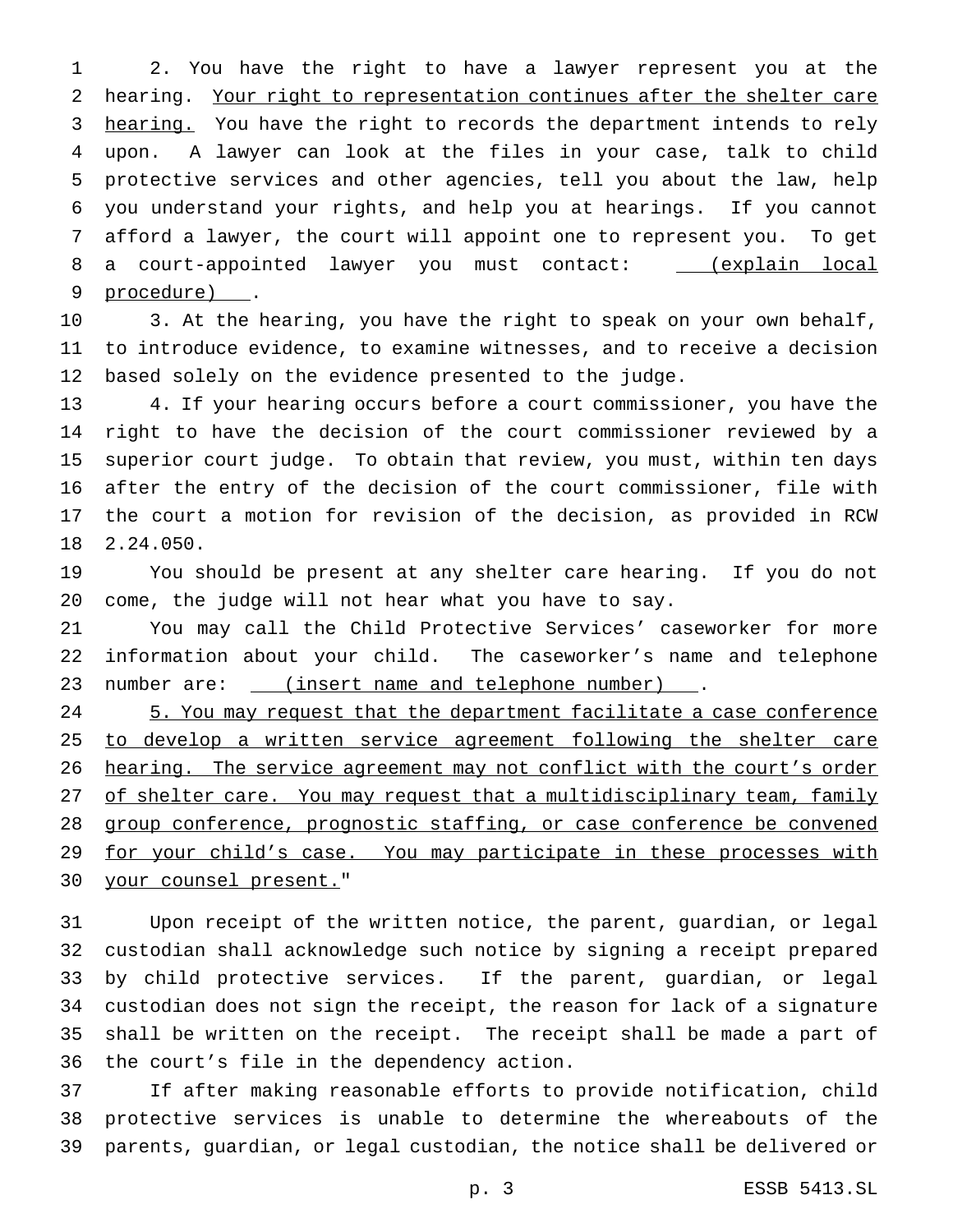2. You have the right to have a lawyer represent you at the hearing. Your right to representation continues after the shelter care hearing. You have the right to records the department intends to rely upon. A lawyer can look at the files in your case, talk to child protective services and other agencies, tell you about the law, help you understand your rights, and help you at hearings. If you cannot afford a lawyer, the court will appoint one to represent you. To get a court-appointed lawyer you must contact: (explain local procedure) .

3. At the hearing, you have the right to speak on your own behalf, to introduce evidence, to examine witnesses, and to receive a decision based solely on the evidence presented to the judge.

4. If your hearing occurs before a court commissioner, you have the right to have the decision of the court commissioner reviewed by a superior court judge. To obtain that review, you must, within ten days after the entry of the decision of the court commissioner, file with the court a motion for revision of the decision, as provided in RCW 2.24.050.

You should be present at any shelter care hearing. If you do not come, the judge will not hear what you have to say.

You may call the Child Protective Services' caseworker for more information about your child. The caseworker's name and telephone number are: (insert name and telephone number) .

5. You may request that the department facilitate a case conference to develop a written service agreement following the shelter care hearing. The service agreement may not conflict with the court's order of shelter care. You may request that a multidisciplinary team, family group conference, prognostic staffing, or case conference be convened for your child's case. You may participate in these processes with your counsel present."

Upon receipt of the written notice, the parent, guardian, or legal custodian shall acknowledge such notice by signing a receipt prepared by child protective services. If the parent, guardian, or legal custodian does not sign the receipt, the reason for lack of a signature shall be written on the receipt. The receipt shall be made a part of the court's file in the dependency action.

If after making reasonable efforts to provide notification, child protective services is unable to determine the whereabouts of the parents, guardian, or legal custodian, the notice shall be delivered or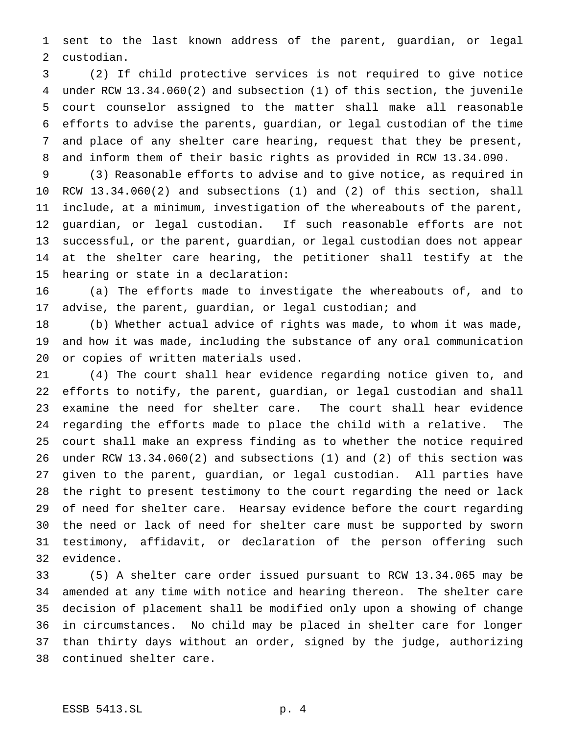sent to the last known address of the parent, guardian, or legal custodian.

(2) If child protective services is not required to give notice under RCW 13.34.060(2) and subsection (1) of this section, the juvenile court counselor assigned to the matter shall make all reasonable efforts to advise the parents, guardian, or legal custodian of the time and place of any shelter care hearing, request that they be present, and inform them of their basic rights as provided in RCW 13.34.090.

(3) Reasonable efforts to advise and to give notice, as required in RCW 13.34.060(2) and subsections (1) and (2) of this section, shall include, at a minimum, investigation of the whereabouts of the parent, guardian, or legal custodian. If such reasonable efforts are not successful, or the parent, guardian, or legal custodian does not appear at the shelter care hearing, the petitioner shall testify at the hearing or state in a declaration:

(a) The efforts made to investigate the whereabouts of, and to advise, the parent, guardian, or legal custodian; and

(b) Whether actual advice of rights was made, to whom it was made, and how it was made, including the substance of any oral communication or copies of written materials used.

(4) The court shall hear evidence regarding notice given to, and efforts to notify, the parent, guardian, or legal custodian and shall examine the need for shelter care. The court shall hear evidence regarding the efforts made to place the child with a relative. The court shall make an express finding as to whether the notice required under RCW 13.34.060(2) and subsections (1) and (2) of this section was given to the parent, guardian, or legal custodian. All parties have the right to present testimony to the court regarding the need or lack of need for shelter care. Hearsay evidence before the court regarding the need or lack of need for shelter care must be supported by sworn testimony, affidavit, or declaration of the person offering such evidence.

(5) A shelter care order issued pursuant to RCW 13.34.065 may be amended at any time with notice and hearing thereon. The shelter care decision of placement shall be modified only upon a showing of change in circumstances. No child may be placed in shelter care for longer than thirty days without an order, signed by the judge, authorizing continued shelter care.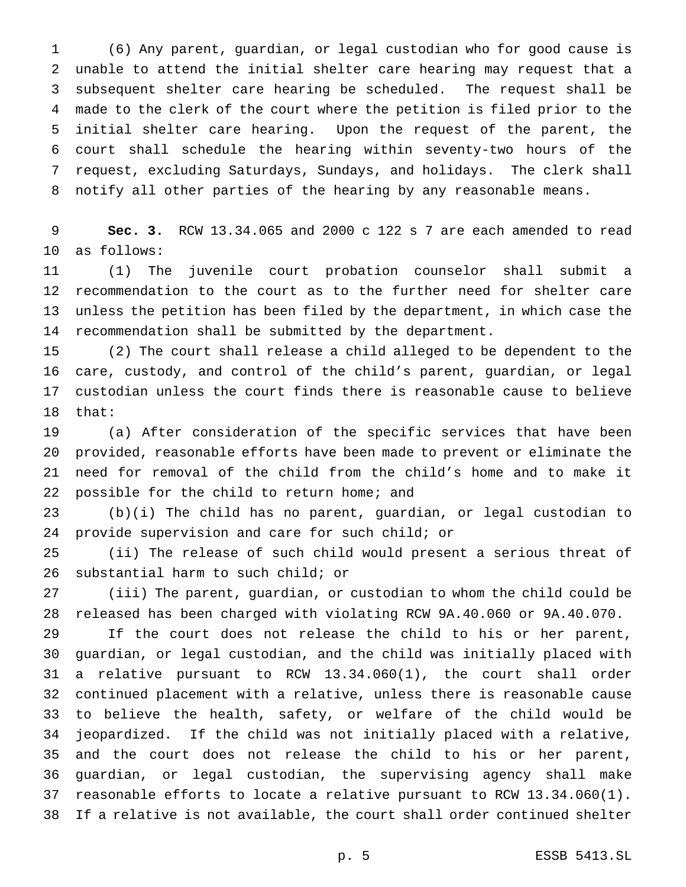(6) Any parent, guardian, or legal custodian who for good cause is unable to attend the initial shelter care hearing may request that a subsequent shelter care hearing be scheduled. The request shall be made to the clerk of the court where the petition is filed prior to the initial shelter care hearing. Upon the request of the parent, the court shall schedule the hearing within seventy-two hours of the request, excluding Saturdays, Sundays, and holidays. The clerk shall notify all other parties of the hearing by any reasonable means.

**Sec. 3.** RCW 13.34.065 and 2000 c 122 s 7 are each amended to read as follows:

(1) The juvenile court probation counselor shall submit a recommendation to the court as to the further need for shelter care unless the petition has been filed by the department, in which case the recommendation shall be submitted by the department.

(2) The court shall release a child alleged to be dependent to the care, custody, and control of the child's parent, guardian, or legal custodian unless the court finds there is reasonable cause to believe that:

(a) After consideration of the specific services that have been provided, reasonable efforts have been made to prevent or eliminate the need for removal of the child from the child's home and to make it possible for the child to return home; and

(b)(i) The child has no parent, guardian, or legal custodian to provide supervision and care for such child; or

(ii) The release of such child would present a serious threat of substantial harm to such child; or

(iii) The parent, guardian, or custodian to whom the child could be released has been charged with violating RCW 9A.40.060 or 9A.40.070.

If the court does not release the child to his or her parent, guardian, or legal custodian, and the child was initially placed with a relative pursuant to RCW 13.34.060(1), the court shall order continued placement with a relative, unless there is reasonable cause to believe the health, safety, or welfare of the child would be jeopardized. If the child was not initially placed with a relative, and the court does not release the child to his or her parent, guardian, or legal custodian, the supervising agency shall make reasonable efforts to locate a relative pursuant to RCW 13.34.060(1). If a relative is not available, the court shall order continued shelter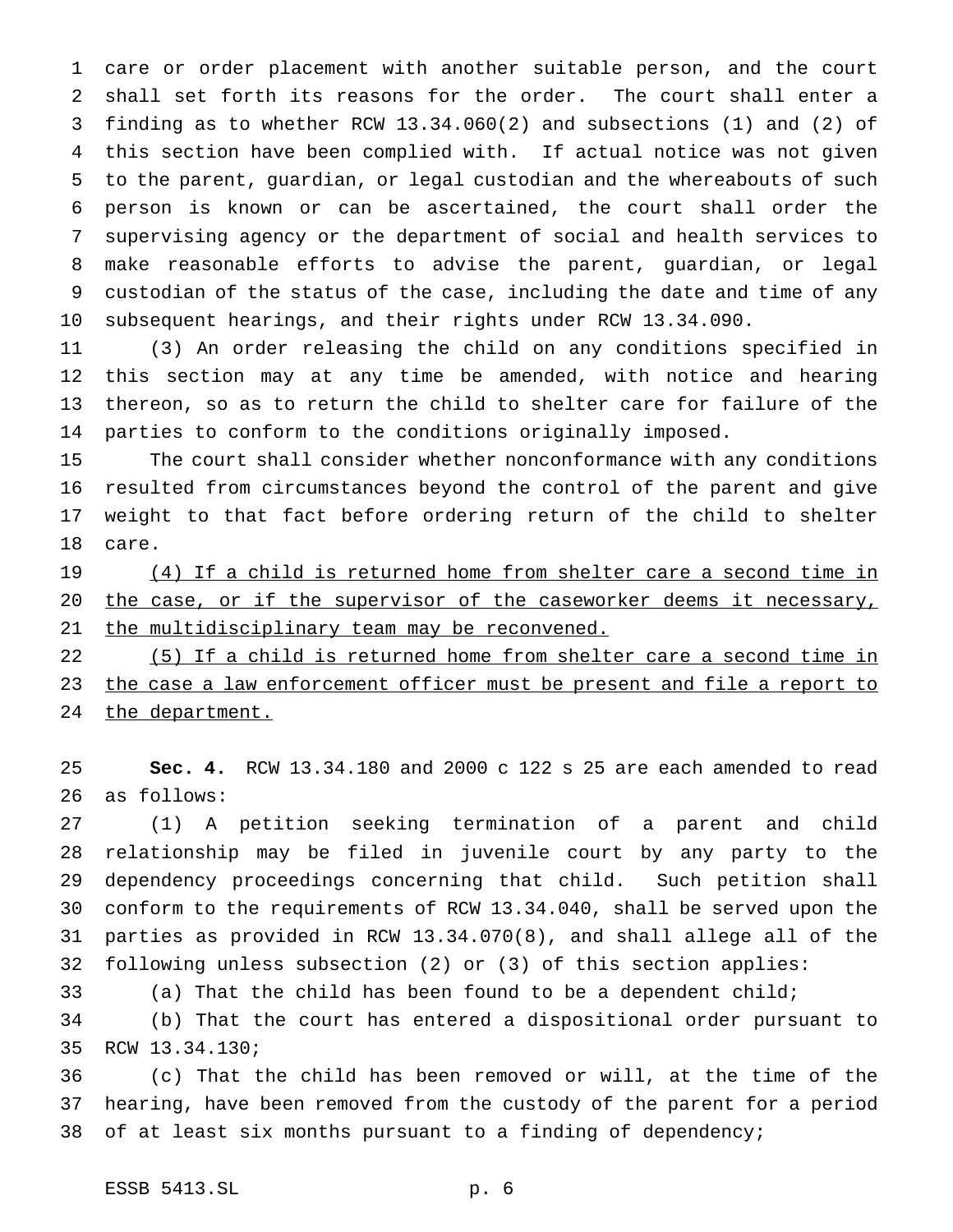care or order placement with another suitable person, and the court shall set forth its reasons for the order. The court shall enter a finding as to whether RCW 13.34.060(2) and subsections (1) and (2) of this section have been complied with. If actual notice was not given to the parent, guardian, or legal custodian and the whereabouts of such person is known or can be ascertained, the court shall order the supervising agency or the department of social and health services to make reasonable efforts to advise the parent, guardian, or legal custodian of the status of the case, including the date and time of any subsequent hearings, and their rights under RCW 13.34.090.

(3) An order releasing the child on any conditions specified in this section may at any time be amended, with notice and hearing thereon, so as to return the child to shelter care for failure of the parties to conform to the conditions originally imposed.

The court shall consider whether nonconformance with any conditions resulted from circumstances beyond the control of the parent and give weight to that fact before ordering return of the child to shelter care.

<u>(4) If a child is returned home from shelter care a second time in the case, or if the supervisor of the caseworker deems it necessary, the multidisciplinary team may be reconvened.</u>

<u>(5) If a child is returned home from shelter care a second time in the case a law enforcement officer must be present and file a report to the department.</u>

**Sec. 4.** RCW 13.34.180 and 2000 c 122 s 25 are each amended to read as follows:

(1) A petition seeking termination of a parent and child relationship may be filed in juvenile court by any party to the dependency proceedings concerning that child. Such petition shall conform to the requirements of RCW 13.34.040, shall be served upon the parties as provided in RCW 13.34.070(8), and shall allege all of the following unless subsection (2) or (3) of this section applies:

(a) That the child has been found to be a dependent child;

(b) That the court has entered a dispositional order pursuant to RCW 13.34.130;

(c) That the child has been removed or will, at the time of the hearing, have been removed from the custody of the parent for a period of at least six months pursuant to a finding of dependency;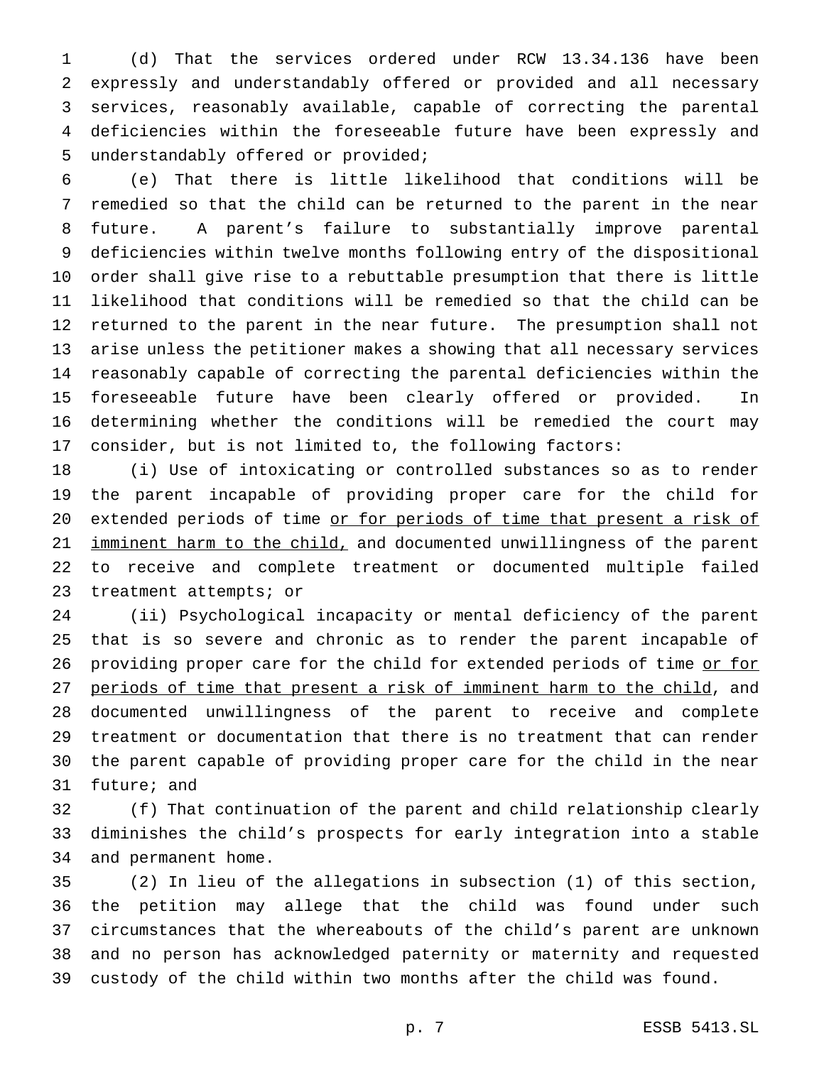(d) That the services ordered under RCW 13.34.136 have been expressly and understandably offered or provided and all necessary services, reasonably available, capable of correcting the parental deficiencies within the foreseeable future have been expressly and understandably offered or provided;

(e) That there is little likelihood that conditions will be remedied so that the child can be returned to the parent in the near future. A parent's failure to substantially improve parental deficiencies within twelve months following entry of the dispositional order shall give rise to a rebuttable presumption that there is little likelihood that conditions will be remedied so that the child can be returned to the parent in the near future. The presumption shall not arise unless the petitioner makes a showing that all necessary services reasonably capable of correcting the parental deficiencies within the foreseeable future have been clearly offered or provided. In determining whether the conditions will be remedied the court may consider, but is not limited to, the following factors:

(i) Use of intoxicating or controlled substances so as to render the parent incapable of providing proper care for the child for extended periods of time <u>or for periods of time that present a risk of imminent harm to the child,</u> and documented unwillingness of the parent to receive and complete treatment or documented multiple failed treatment attempts; or

(ii) Psychological incapacity or mental deficiency of the parent that is so severe and chronic as to render the parent incapable of providing proper care for the child for extended periods of time <u>or for periods of time that present a risk of imminent harm to the child</u>, and documented unwillingness of the parent to receive and complete treatment or documentation that there is no treatment that can render the parent capable of providing proper care for the child in the near future; and

(f) That continuation of the parent and child relationship clearly diminishes the child's prospects for early integration into a stable and permanent home.

(2) In lieu of the allegations in subsection (1) of this section, the petition may allege that the child was found under such circumstances that the whereabouts of the child's parent are unknown and no person has acknowledged paternity or maternity and requested custody of the child within two months after the child was found.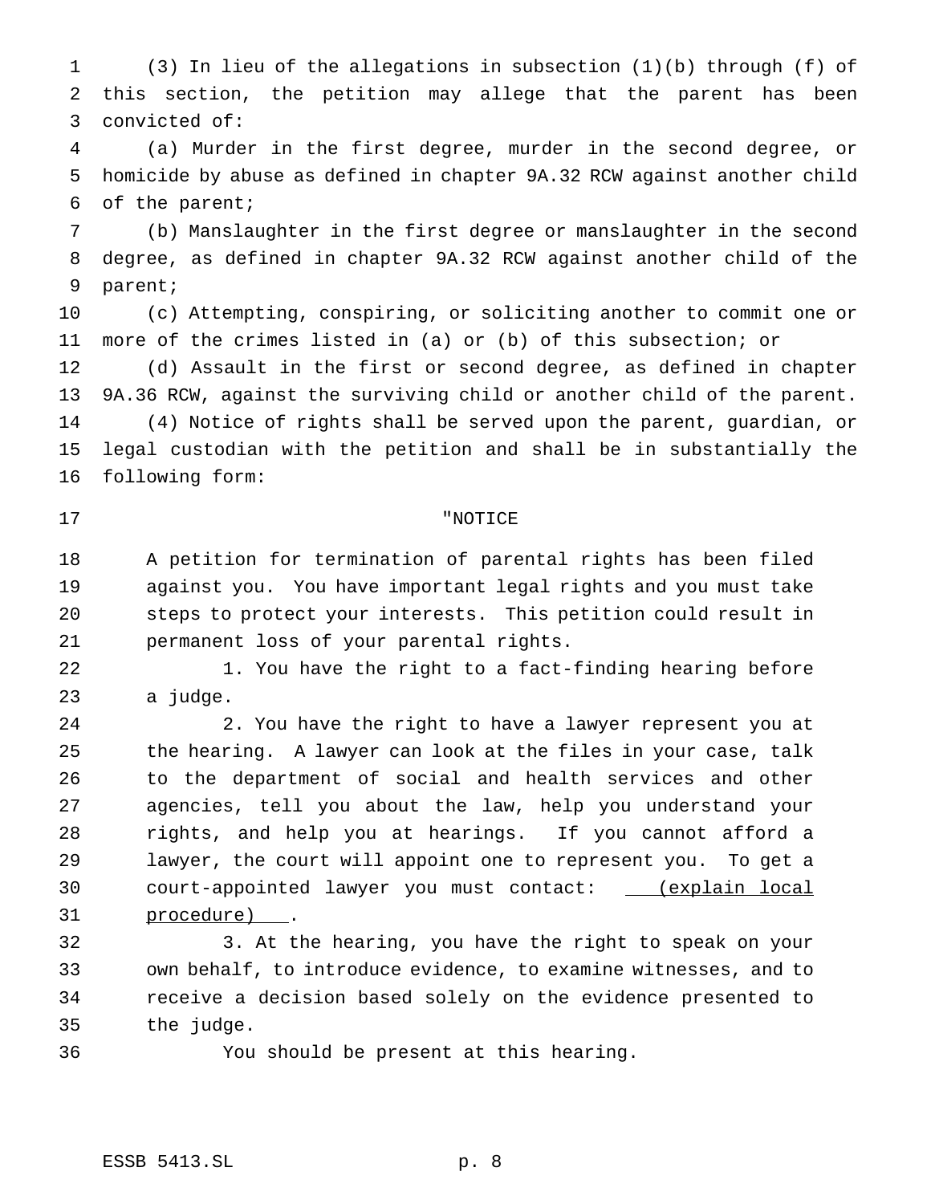(3) In lieu of the allegations in subsection (1)(b) through (f) of this section, the petition may allege that the parent has been convicted of:

(a) Murder in the first degree, murder in the second degree, or homicide by abuse as defined in chapter 9A.32 RCW against another child of the parent;

(b) Manslaughter in the first degree or manslaughter in the second degree, as defined in chapter 9A.32 RCW against another child of the parent;

(c) Attempting, conspiring, or soliciting another to commit one or more of the crimes listed in (a) or (b) of this subsection; or

(d) Assault in the first or second degree, as defined in chapter 9A.36 RCW, against the surviving child or another child of the parent.

(4) Notice of rights shall be served upon the parent, guardian, or legal custodian with the petition and shall be in substantially the following form:

"NOTICE

A petition for termination of parental rights has been filed against you. You have important legal rights and you must take steps to protect your interests. This petition could result in permanent loss of your parental rights.

1. You have the right to a fact-finding hearing before a judge.

2. You have the right to have a lawyer represent you at the hearing. A lawyer can look at the files in your case, talk to the department of social and health services and other agencies, tell you about the law, help you understand your rights, and help you at hearings. If you cannot afford a lawyer, the court will appoint one to represent you. To get a court-appointed lawyer you must contact: (explain local procedure) .

3. At the hearing, you have the right to speak on your own behalf, to introduce evidence, to examine witnesses, and to receive a decision based solely on the evidence presented to the judge.

You should be present at this hearing.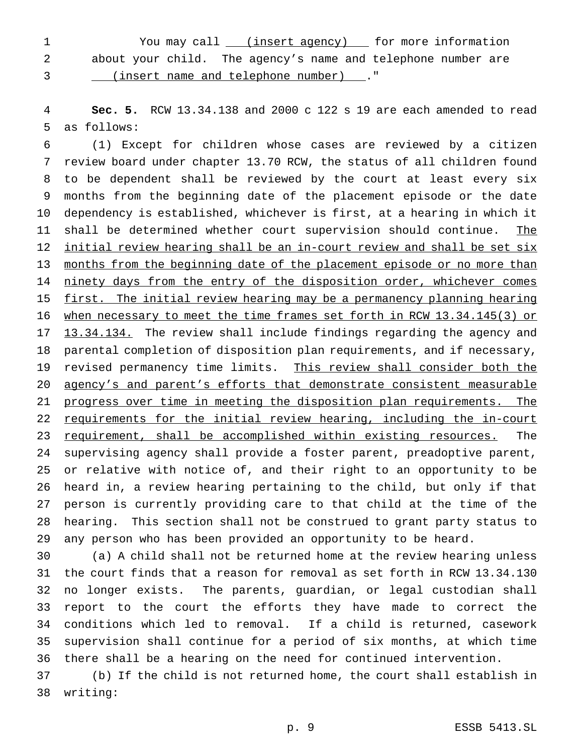You may call (insert agency) for more information about your child. The agency's name and telephone number are (insert name and telephone number) ."

**Sec. 5.** RCW 13.34.138 and 2000 c 122 s 19 are each amended to read as follows:

(1) Except for children whose cases are reviewed by a citizen review board under chapter 13.70 RCW, the status of all children found to be dependent shall be reviewed by the court at least every six months from the beginning date of the placement episode or the date dependency is established, whichever is first, at a hearing in which it shall be determined whether court supervision should continue. The initial review hearing shall be an in-court review and shall be set six months from the beginning date of the placement episode or no more than ninety days from the entry of the disposition order, whichever comes first. The initial review hearing may be a permanency planning hearing when necessary to meet the time frames set forth in RCW 13.34.145(3) or 13.34.134. The review shall include findings regarding the agency and parental completion of disposition plan requirements, and if necessary, revised permanency time limits. This review shall consider both the agency's and parent's efforts that demonstrate consistent measurable progress over time in meeting the disposition plan requirements. The requirements for the initial review hearing, including the in-court requirement, shall be accomplished within existing resources. The supervising agency shall provide a foster parent, preadoptive parent, or relative with notice of, and their right to an opportunity to be heard in, a review hearing pertaining to the child, but only if that person is currently providing care to that child at the time of the hearing. This section shall not be construed to grant party status to any person who has been provided an opportunity to be heard.

(a) A child shall not be returned home at the review hearing unless the court finds that a reason for removal as set forth in RCW 13.34.130 no longer exists. The parents, guardian, or legal custodian shall report to the court the efforts they have made to correct the conditions which led to removal. If a child is returned, casework supervision shall continue for a period of six months, at which time there shall be a hearing on the need for continued intervention.

(b) If the child is not returned home, the court shall establish in writing: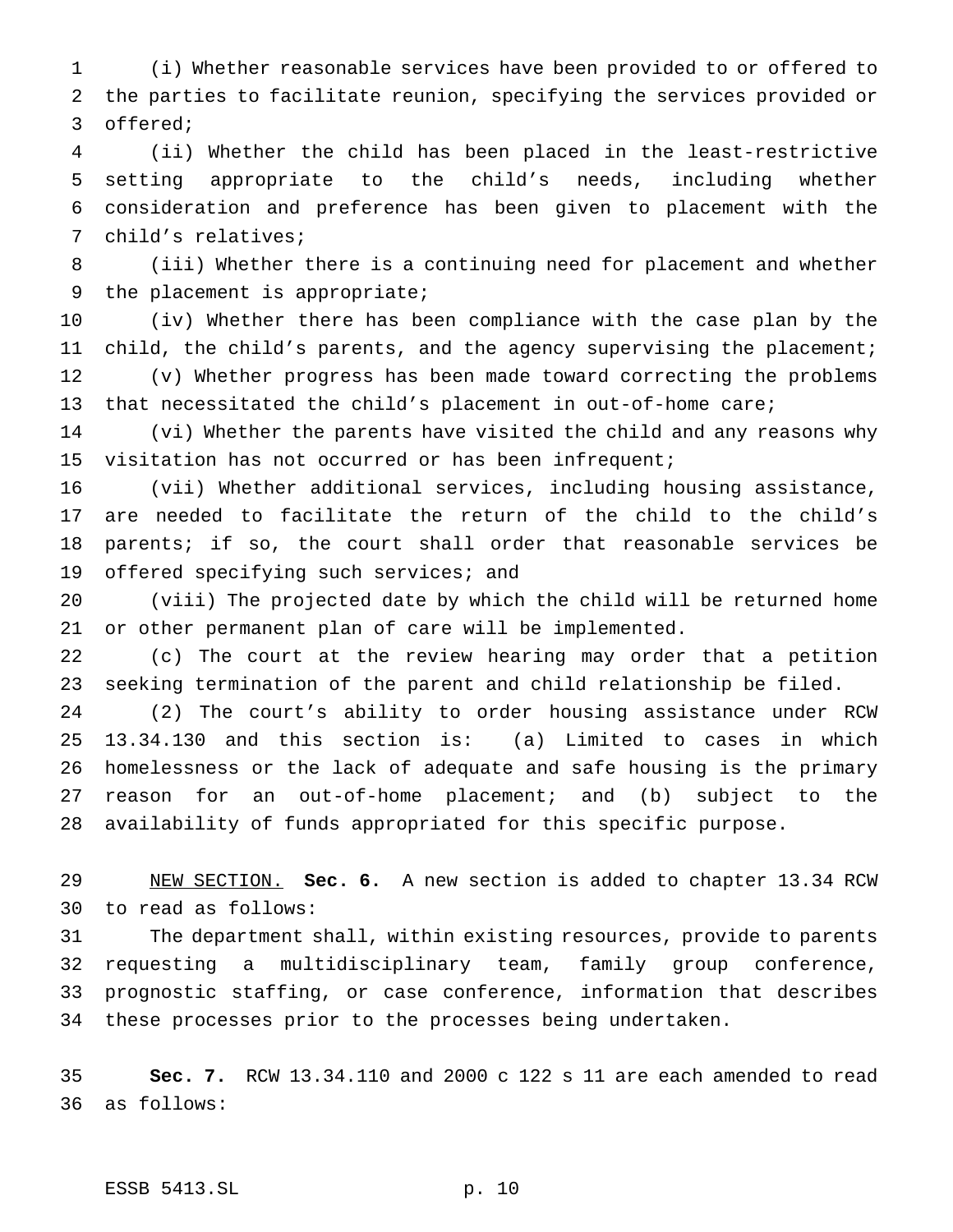(i) Whether reasonable services have been provided to or offered to the parties to facilitate reunion, specifying the services provided or offered;

(ii) Whether the child has been placed in the least-restrictive setting appropriate to the child's needs, including whether consideration and preference has been given to placement with the child's relatives;

(iii) Whether there is a continuing need for placement and whether the placement is appropriate;

(iv) Whether there has been compliance with the case plan by the child, the child's parents, and the agency supervising the placement;

(v) Whether progress has been made toward correcting the problems that necessitated the child's placement in out-of-home care;

(vi) Whether the parents have visited the child and any reasons why visitation has not occurred or has been infrequent;

(vii) Whether additional services, including housing assistance, are needed to facilitate the return of the child to the child's parents; if so, the court shall order that reasonable services be offered specifying such services; and

(viii) The projected date by which the child will be returned home or other permanent plan of care will be implemented.

(c) The court at the review hearing may order that a petition seeking termination of the parent and child relationship be filed.

(2) The court's ability to order housing assistance under RCW 13.34.130 and this section is: (a) Limited to cases in which homelessness or the lack of adequate and safe housing is the primary reason for an out-of-home placement; and (b) subject to the availability of funds appropriated for this specific purpose.

NEW SECTION. **Sec. 6.** A new section is added to chapter 13.34 RCW to read as follows:

The department shall, within existing resources, provide to parents requesting a multidisciplinary team, family group conference, prognostic staffing, or case conference, information that describes these processes prior to the processes being undertaken.

**Sec. 7.** RCW 13.34.110 and 2000 c 122 s 11 are each amended to read as follows: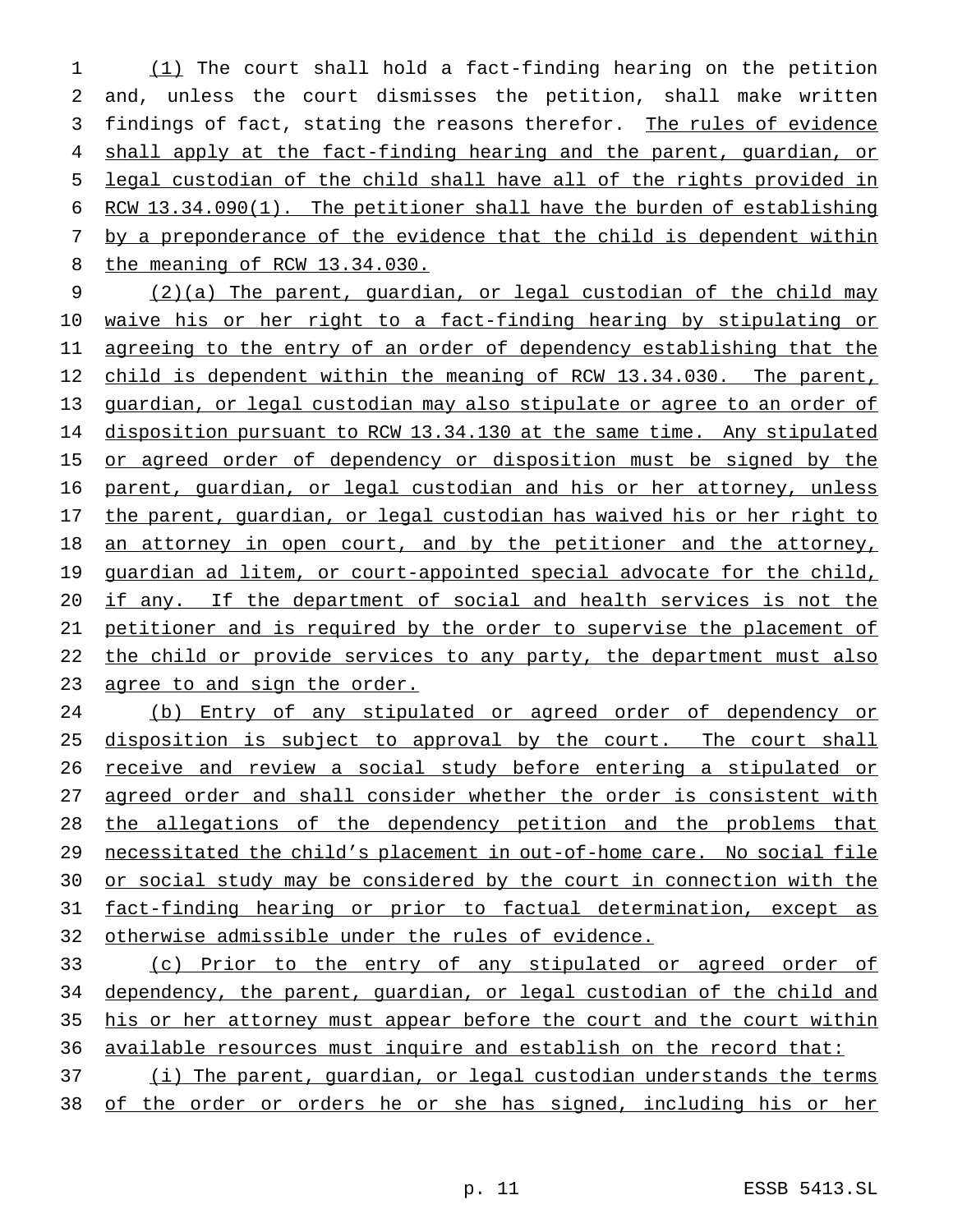(1) The court shall hold a fact-finding hearing on the petition and, unless the court dismisses the petition, shall make written findings of fact, stating the reasons therefor. The rules of evidence shall apply at the fact-finding hearing and the parent, guardian, or legal custodian of the child shall have all of the rights provided in RCW 13.34.090(1). The petitioner shall have the burden of establishing by a preponderance of the evidence that the child is dependent within the meaning of RCW 13.34.030.

(2)(a) The parent, guardian, or legal custodian of the child may waive his or her right to a fact-finding hearing by stipulating or agreeing to the entry of an order of dependency establishing that the child is dependent within the meaning of RCW 13.34.030. The parent, guardian, or legal custodian may also stipulate or agree to an order of disposition pursuant to RCW 13.34.130 at the same time. Any stipulated or agreed order of dependency or disposition must be signed by the parent, guardian, or legal custodian and his or her attorney, unless the parent, guardian, or legal custodian has waived his or her right to an attorney in open court, and by the petitioner and the attorney, guardian ad litem, or court-appointed special advocate for the child, if any. If the department of social and health services is not the petitioner and is required by the order to supervise the placement of the child or provide services to any party, the department must also agree to and sign the order.

(b) Entry of any stipulated or agreed order of dependency or disposition is subject to approval by the court. The court shall receive and review a social study before entering a stipulated or agreed order and shall consider whether the order is consistent with the allegations of the dependency petition and the problems that necessitated the child's placement in out-of-home care. No social file or social study may be considered by the court in connection with the fact-finding hearing or prior to factual determination, except as otherwise admissible under the rules of evidence.

(c) Prior to the entry of any stipulated or agreed order of dependency, the parent, guardian, or legal custodian of the child and his or her attorney must appear before the court and the court within available resources must inquire and establish on the record that:

(i) The parent, guardian, or legal custodian understands the terms of the order or orders he or she has signed, including his or her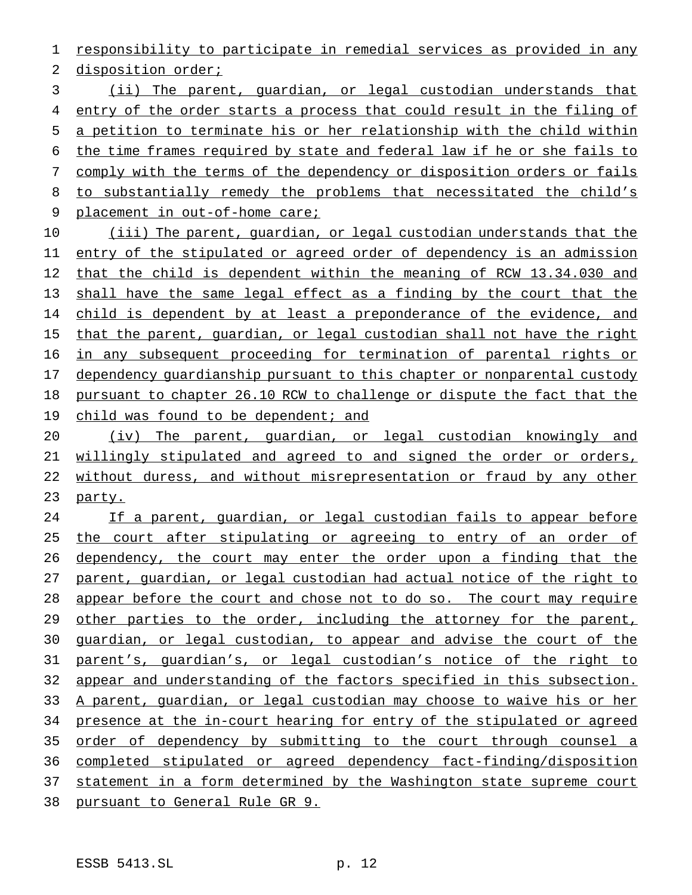responsibility to participate in remedial services as provided in any disposition order;

(ii) The parent, guardian, or legal custodian understands that entry of the order starts a process that could result in the filing of a petition to terminate his or her relationship with the child within the time frames required by state and federal law if he or she fails to comply with the terms of the dependency or disposition orders or fails to substantially remedy the problems that necessitated the child's placement in out-of-home care;

(iii) The parent, guardian, or legal custodian understands that the entry of the stipulated or agreed order of dependency is an admission that the child is dependent within the meaning of RCW 13.34.030 and shall have the same legal effect as a finding by the court that the child is dependent by at least a preponderance of the evidence, and that the parent, guardian, or legal custodian shall not have the right in any subsequent proceeding for termination of parental rights or dependency guardianship pursuant to this chapter or nonparental custody pursuant to chapter 26.10 RCW to challenge or dispute the fact that the child was found to be dependent; and

(iv) The parent, guardian, or legal custodian knowingly and willingly stipulated and agreed to and signed the order or orders, without duress, and without misrepresentation or fraud by any other party.

If a parent, guardian, or legal custodian fails to appear before the court after stipulating or agreeing to entry of an order of dependency, the court may enter the order upon a finding that the parent, guardian, or legal custodian had actual notice of the right to appear before the court and chose not to do so. The court may require other parties to the order, including the attorney for the parent, guardian, or legal custodian, to appear and advise the court of the parent's, guardian's, or legal custodian's notice of the right to appear and understanding of the factors specified in this subsection. A parent, guardian, or legal custodian may choose to waive his or her presence at the in-court hearing for entry of the stipulated or agreed order of dependency by submitting to the court through counsel a completed stipulated or agreed dependency fact-finding/disposition statement in a form determined by the Washington state supreme court pursuant to General Rule GR 9.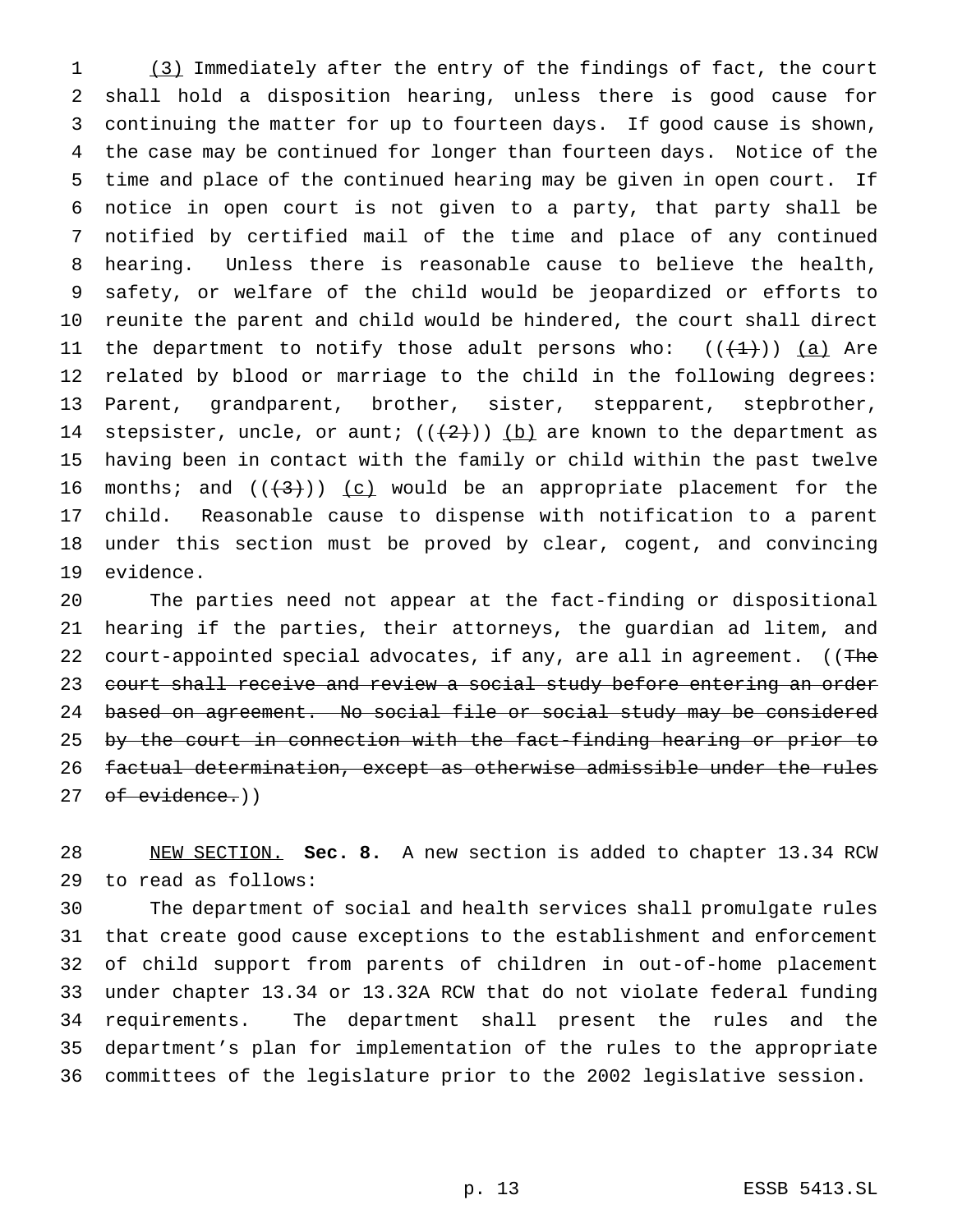(3) Immediately after the entry of the findings of fact, the court shall hold a disposition hearing, unless there is good cause for continuing the matter for up to fourteen days. If good cause is shown, the case may be continued for longer than fourteen days. Notice of the time and place of the continued hearing may be given in open court. If notice in open court is not given to a party, that party shall be notified by certified mail of the time and place of any continued hearing. Unless there is reasonable cause to believe the health, safety, or welfare of the child would be jeopardized or efforts to reunite the parent and child would be hindered, the court shall direct the department to notify those adult persons who: (((1))) (a) Are related by blood or marriage to the child in the following degrees: Parent, grandparent, brother, sister, stepparent, stepbrother, stepsister, uncle, or aunt; (((2))) (b) are known to the department as having been in contact with the family or child within the past twelve months; and (((3))) (c) would be an appropriate placement for the child. Reasonable cause to dispense with notification to a parent under this section must be proved by clear, cogent, and convincing evidence.

The parties need not appear at the fact-finding or dispositional hearing if the parties, their attorneys, the guardian ad litem, and court-appointed special advocates, if any, are all in agreement. ((~~The court shall receive and review a social study before entering an order based on agreement. No social file or social study may be considered by the court in connection with the fact-finding hearing or prior to factual determination, except as otherwise admissible under the rules of evidence.~~))

NEW SECTION. **Sec. 8.** A new section is added to chapter 13.34 RCW to read as follows:

The department of social and health services shall promulgate rules that create good cause exceptions to the establishment and enforcement of child support from parents of children in out-of-home placement under chapter 13.34 or 13.32A RCW that do not violate federal funding requirements. The department shall present the rules and the department's plan for implementation of the rules to the appropriate committees of the legislature prior to the 2002 legislative session.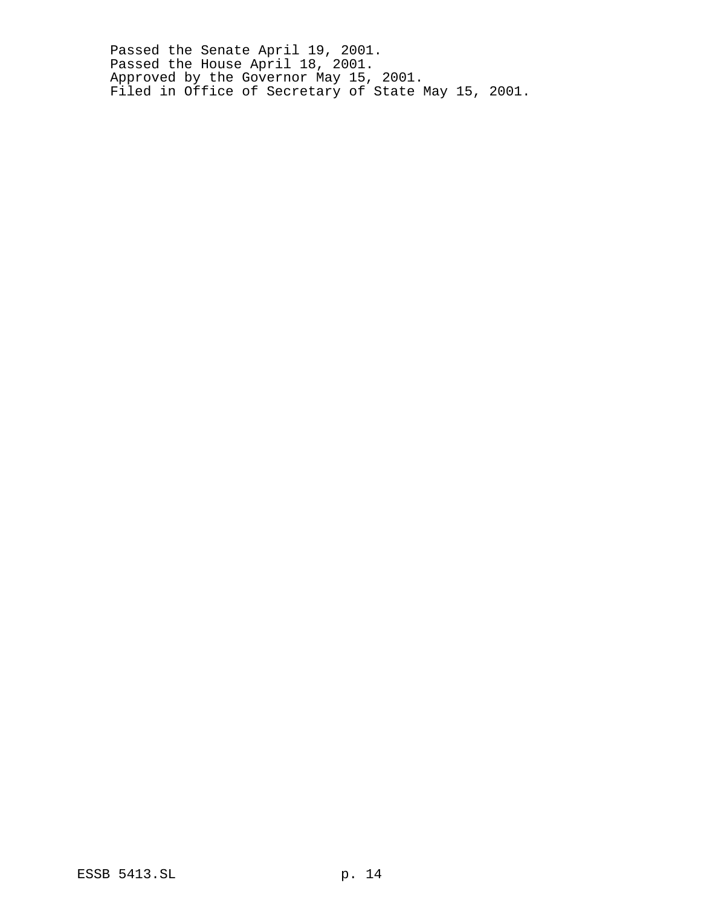Passed the Senate April 19, 2001.
Passed the House April 18, 2001.
Approved by the Governor May 15, 2001.
Filed in Office of Secretary of State May 15, 2001.